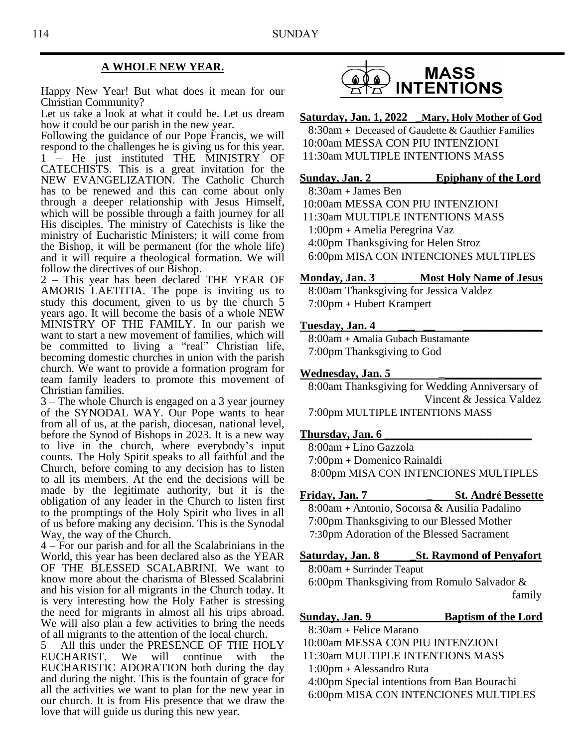## A WHOLE NEW YEAR.

Happy New Year! But what does it mean for our Christian Community?

Let us take a look at what it could be. Let us dream how it could be our parish in the new year.

Following the guidance of our Pope Francis, we will respond to the challenges he is giving us for this year.

1 – He just instituted THE MINISTRY OF CATECHISTS. This is a great invitation for the NEW EVANGELIZATION. The Catholic Church has to be renewed and this can come about only through a deeper relationship with Jesus Himself, which will be possible through a faith journey for all His disciples. The ministry of Catechists is like the ministry of Eucharistic Ministers; it will come from the Bishop, it will be permanent (for the whole life) and it will require a theological formation. We will follow the directives of our Bishop.

2 – This year has been declared THE YEAR OF AMORIS LAETITIA. The pope is inviting us to study this document, given to us by the church 5 years ago. It will become the basis of a whole NEW MINISTRY OF THE FAMILY. In our parish we want to start a new movement of families, which will be committed to living a "real" Christian life, becoming domestic churches in union with the parish church. We want to provide a formation program for team family leaders to promote this movement of Christian families.

3 – The whole Church is engaged on a 3 year journey of the SYNODAL WAY. Our Pope wants to hear from all of us, at the parish, diocesan, national level, before the Synod of Bishops in 2023. It is a new way to live in the church, where everybody's input counts. The Holy Spirit speaks to all faithful and the Church, before coming to any decision has to listen to all its members. At the end the decisions will be made by the legitimate authority, but it is the obligation of any leader in the Church to listen first to the promptings of the Holy Spirit who lives in all of us before making any decision. This is the Synodal Way, the way of the Church.

4 – For our parish and for all the Scalabrinians in the World, this year has been declared also as the YEAR OF THE BLESSED SCALABRINI. We want to know more about the charisma of Blessed Scalabrini and his vision for all migrants in the Church today. It is very interesting how the Holy Father is stressing the need for migrants in almost all his trips abroad. We will also plan a few activities to bring the needs of all migrants to the attention of the local church.

5 – All this under the PRESENCE OF THE HOLY EUCHARIST. We will continue with the EUCHARISTIC ADORATION both during the day and during the night. This is the fountain of grace for all the activities we want to plan for the new year in our church. It is from His presence that we draw the love that will guide us during this new year.

## MASS INTENTIONS

**Saturday, Jan. 1, 2022 — Mary, Holy Mother of God**
- 8:30am + Deceased of Gaudette & Gauthier Families
- 10:00am MESSA CON PIU INTENZIONI
- 11:30am MULTIPLE INTENTIONS MASS

**Sunday, Jan. 2 — Epiphany of the Lord**
- 8:30am + James Ben
- 10:00am MESSA CON PIU INTENZIONI
- 11:30am MULTIPLE INTENTIONS MASS
- 1:00pm + Amelia Peregrina Vaz
- 4:00pm Thanksgiving for Helen Stroz
- 6:00pm MISA CON INTENCIONES MULTIPLES

**Monday, Jan. 3 — Most Holy Name of Jesus**
- 8:00am Thanksgiving for Jessica Valdez
- 7:00pm + Hubert Krampert

**Tuesday, Jan. 4**
- 8:00am + Amalia Gubach Bustamante
- 7:00pm Thanksgiving to God

**Wednesday, Jan. 5**
- 8:00am Thanksgiving for Wedding Anniversary of Vincent & Jessica Valdez
- 7:00pm MULTIPLE INTENTIONS MASS

**Thursday, Jan. 6**
- 8:00am + Lino Gazzola
- 7:00pm + Domenico Rainaldi
- 8:00pm MISA CON INTENCIONES MULTIPLES

**Friday, Jan. 7 — St. André Bessette**
- 8:00am + Antonio, Socorsa & Ausilia Padalino
- 7:00pm Thanksgiving to our Blessed Mother
- 7:30pm Adoration of the Blessed Sacrament

**Saturday, Jan. 8 — St. Raymond of Penyafort**
- 8:00am + Surrinder Teaput
- 6:00pm Thanksgiving from Romulo Salvador & family

**Sunday, Jan. 9 — Baptism of the Lord**
- 8:30am + Felice Marano
- 10:00am MESSA CON PIU INTENZIONI
- 11:30am MULTIPLE INTENTIONS MASS
- 1:00pm + Alessandro Ruta
- 4:00pm Special intentions from Ban Bourachi
- 6:00pm MISA CON INTENCIONES MULTIPLES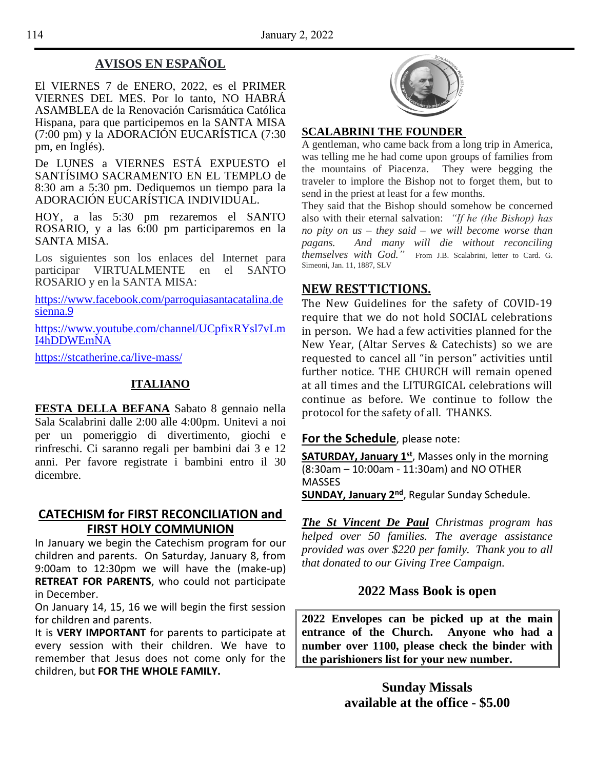## AVISOS EN ESPAÑOL

El VIERNES 7 de ENERO, 2022, es el PRIMER VIERNES DEL MES. Por lo tanto, NO HABRÁ ASAMBLEA de la Renovación Carismática Católica Hispana, para que participemos en la SANTA MISA (7:00 pm) y la ADORACIÓN EUCARÍSTICA (7:30 pm, en Inglés).

De LUNES a VIERNES ESTÁ EXPUESTO el SANTÍSIMO SACRAMENTO EN EL TEMPLO de 8:30 am a 5:30 pm. Dediquemos un tiempo para la ADORACIÓN EUCARÍSTICA INDIVIDUAL.

HOY, a las 5:30 pm rezaremos el SANTO ROSARIO, y a las 6:00 pm participaremos en la SANTA MISA.

Los siguientes son los enlaces del Internet para participar VIRTUALMENTE en el SANTO ROSARIO y en la SANTA MISA:

https://www.facebook.com/parroquiasantacatalina.desienna.9

https://www.youtube.com/channel/UCpfixRYsl7vLmI4hDDWEmNA

https://stcatherine.ca/live-mass/

## ITALIANO

**FESTA DELLA BEFANA** Sabato 8 gennaio nella Sala Scalabrini dalle 2:00 alle 4:00pm. Unitevi a noi per un pomeriggio di divertimento, giochi e rinfreschi. Ci saranno regali per bambini dai 3 e 12 anni. Per favore registrate i bambini entro il 30 dicembre.

## CATECHISM for FIRST RECONCILIATION and FIRST HOLY COMMUNION

In January we begin the Catechism program for our children and parents. On Saturday, January 8, from 9:00am to 12:30pm we will have the (make-up) **RETREAT FOR PARENTS**, who could not participate in December.

On January 14, 15, 16 we will begin the first session for children and parents.

It is **VERY IMPORTANT** for parents to participate at every session with their children. We have to remember that Jesus does not come only for the children, but **FOR THE WHOLE FAMILY.**

## SCALABRINI THE FOUNDER

A gentleman, who came back from a long trip in America, was telling me he had come upon groups of families from the mountains of Piacenza. They were begging the traveler to implore the Bishop not to forget them, but to send in the priest at least for a few months.

They said that the Bishop should somehow be concerned also with their eternal salvation: *"If he (the Bishop) has no pity on us – they said – we will become worse than pagans. And many will die without reconciling themselves with God."* From J.B. Scalabrini, letter to Card. G. Simeoni, Jan. 11, 1887, SLV

## NEW RESTTICTIONS.

The New Guidelines for the safety of COVID-19 require that we do not hold SOCIAL celebrations in person. We had a few activities planned for the New Year, (Altar Serves & Catechists) so we are requested to cancel all "in person" activities until further notice. THE CHURCH will remain opened at all times and the LITURGICAL celebrations will continue as before. We continue to follow the protocol for the safety of all. THANKS.

**For the Schedule**, please note:

**SATURDAY, January 1st**, Masses only in the morning (8:30am – 10:00am - 11:30am) and NO OTHER MASSES

**SUNDAY, January 2nd**, Regular Sunday Schedule.

***The St Vincent De Paul*** *Christmas program has helped over 50 families. The average assistance provided was over $220 per family. Thank you to all that donated to our Giving Tree Campaign.*

### 2022 Mass Book is open

**2022 Envelopes can be picked up at the main entrance of the Church. Anyone who had a number over 1100, please check the binder with the parishioners list for your new number.**

**Sunday Missals available at the office - $5.00**